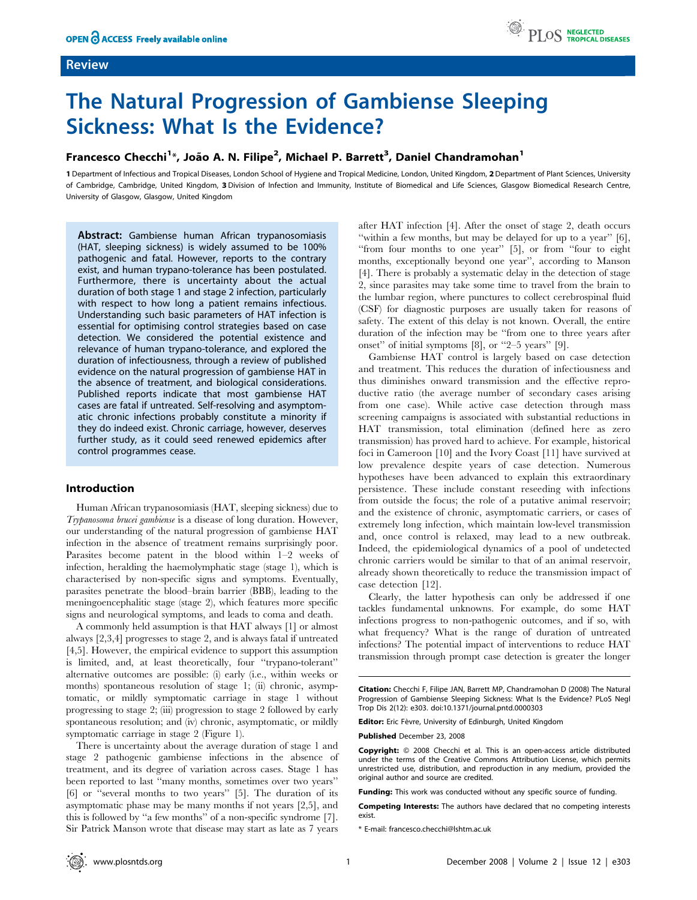Review

# The Natural Progression of Gambiense Sleeping Sickness: What Is the Evidence?

**Francesco Checchi[1]*, João A. N. Filipe[2], Michael P. Barrett[3], Daniel Chandramohan[1]**

1 Department of Infectious and Tropical Diseases, London School of Hygiene and Tropical Medicine, London, United Kingdom, 2 Department of Plant Sciences, University of Cambridge, Cambridge, United Kingdom, 3 Division of Infection and Immunity, Institute of Biomedical and Life Sciences, Glasgow Biomedical Research Centre, University of Glasgow, Glasgow, United Kingdom

**Abstract:** Gambiense human African trypanosomiasis (HAT, sleeping sickness) is widely assumed to be 100% pathogenic and fatal. However, reports to the contrary exist, and human trypano-tolerance has been postulated. Furthermore, there is uncertainty about the actual duration of both stage 1 and stage 2 infection, particularly with respect to how long a patient remains infectious. Understanding such basic parameters of HAT infection is essential for optimising control strategies based on case detection. We considered the potential existence and relevance of human trypano-tolerance, and explored the duration of infectiousness, through a review of published evidence on the natural progression of gambiense HAT in the absence of treatment, and biological considerations. Published reports indicate that most gambiense HAT cases are fatal if untreated. Self-resolving and asymptomatic chronic infections probably constitute a minority if they do indeed exist. Chronic carriage, however, deserves further study, as it could seed renewed epidemics after control programmes cease.

## Introduction

Human African trypanosomiasis (HAT, sleeping sickness) due to *Trypanosoma brucei gambiense* is a disease of long duration. However, our understanding of the natural progression of gambiense HAT infection in the absence of treatment remains surprisingly poor. Parasites become patent in the blood within 1–2 weeks of infection, heralding the haemolymphatic stage (stage 1), which is characterised by non-specific signs and symptoms. Eventually, parasites penetrate the blood–brain barrier (BBB), leading to the meningoencephalitic stage (stage 2), which features more specific signs and neurological symptoms, and leads to coma and death.

A commonly held assumption is that HAT always [1] or almost always [2,3,4] progresses to stage 2, and is always fatal if untreated [4,5]. However, the empirical evidence to support this assumption is limited, and, at least theoretically, four "trypano-tolerant" alternative outcomes are possible: (i) early (i.e., within weeks or months) spontaneous resolution of stage 1; (ii) chronic, asymptomatic, or mildly symptomatic carriage in stage 1 without progressing to stage 2; (iii) progression to stage 2 followed by early spontaneous resolution; and (iv) chronic, asymptomatic, or mildly symptomatic carriage in stage 2 (Figure 1).

There is uncertainty about the average duration of stage 1 and stage 2 pathogenic gambiense infections in the absence of treatment, and its degree of variation across cases. Stage 1 has been reported to last "many months, sometimes over two years" [6] or "several months to two years" [5]. The duration of its asymptomatic phase may be many months if not years [2,5], and this is followed by "a few months" of a non-specific syndrome [7]. Sir Patrick Manson wrote that disease may start as late as 7 years after HAT infection [4]. After the onset of stage 2, death occurs "within a few months, but may be delayed for up to a year" [6], "from four months to one year" [5], or from "four to eight months, exceptionally beyond one year", according to Manson [4]. There is probably a systematic delay in the detection of stage 2, since parasites may take some time to travel from the brain to the lumbar region, where punctures to collect cerebrospinal fluid (CSF) for diagnostic purposes are usually taken for reasons of safety. The extent of this delay is not known. Overall, the entire duration of the infection may be "from one to three years after onset" of initial symptoms [8], or "2–5 years" [9].

Gambiense HAT control is largely based on case detection and treatment. This reduces the duration of infectiousness and thus diminishes onward transmission and the effective reproductive ratio (the average number of secondary cases arising from one case). While active case detection through mass screening campaigns is associated with substantial reductions in HAT transmission, total elimination (defined here as zero transmission) has proved hard to achieve. For example, historical foci in Cameroon [10] and the Ivory Coast [11] have survived at low prevalence despite years of case detection. Numerous hypotheses have been advanced to explain this extraordinary persistence. These include constant reseeding with infections from outside the focus; the role of a putative animal reservoir; and the existence of chronic, asymptomatic carriers, or cases of extremely long infection, which maintain low-level transmission and, once control is relaxed, may lead to a new outbreak. Indeed, the epidemiological dynamics of a pool of undetected chronic carriers would be similar to that of an animal reservoir, already shown theoretically to reduce the transmission impact of case detection [12].

Clearly, the latter hypothesis can only be addressed if one tackles fundamental unknowns. For example, do some HAT infections progress to non-pathogenic outcomes, and if so, with what frequency? What is the range of duration of untreated infections? The potential impact of interventions to reduce HAT transmission through prompt case detection is greater the longer

**Citation:** Checchi F, Filipe JAN, Barrett MP, Chandramohan D (2008) The Natural Progression of Gambiense Sleeping Sickness: What Is the Evidence? PLoS Negl Trop Dis 2(12): e303. doi:10.1371/journal.pntd.0000303

**Editor:** Eric Fèvre, University of Edinburgh, United Kingdom

**Published** December 23, 2008

**Copyright:** © 2008 Checchi et al. This is an open-access article distributed under the terms of the Creative Commons Attribution License, which permits unrestricted use, distribution, and reproduction in any medium, provided the original author and source are credited.

**Funding:** This work was conducted without any specific source of funding.

**Competing Interests:** The authors have declared that no competing interests exist.

* E-mail: francesco.checchi@lshtm.ac.uk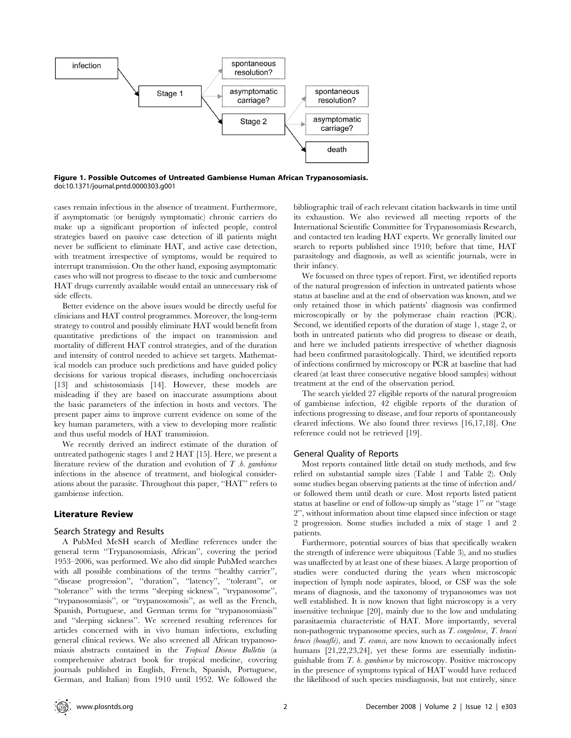**Figure 1. Possible Outcomes of Untreated Gambiense Human African Trypanosomiasis.**
doi:10.1371/journal.pntd.0000303.g001

cases remain infectious in the absence of treatment. Furthermore, if asymptomatic (or benignly symptomatic) chronic carriers do make up a significant proportion of infected people, control strategies based on passive case detection of ill patients might never be sufficient to eliminate HAT, and active case detection, with treatment irrespective of symptoms, would be required to interrupt transmission. On the other hand, exposing asymptomatic cases who will not progress to disease to the toxic and cumbersome HAT drugs currently available would entail an unnecessary risk of side effects.

Better evidence on the above issues would be directly useful for clinicians and HAT control programmes. Moreover, the long-term strategy to control and possibly eliminate HAT would benefit from quantitative predictions of the impact on transmission and mortality of different HAT control strategies, and of the duration and intensity of control needed to achieve set targets. Mathematical models can produce such predictions and have guided policy decisions for various tropical diseases, including onchocerciasis [13] and schistosomiasis [14]. However, these models are misleading if they are based on inaccurate assumptions about the basic parameters of the infection in hosts and vectors. The present paper aims to improve current evidence on some of the key human parameters, with a view to developing more realistic and thus useful models of HAT transmission.

We recently derived an indirect estimate of the duration of untreated pathogenic stages 1 and 2 HAT [15]. Here, we present a literature review of the duration and evolution of *T .b. gambiense* infections in the absence of treatment, and biological considerations about the parasite. Throughout this paper, "HAT" refers to gambiense infection.

## Literature Review

### Search Strategy and Results

A PubMed MeSH search of Medline references under the general term "Trypanosomiasis, African", covering the period 1953–2006, was performed. We also did simple PubMed searches with all possible combinations of the terms "healthy carrier", "disease progression", "duration", "latency", "tolerant", or "tolerance" with the terms "sleeping sickness", "trypanosome", "trypanosomiasis", or "trypanosomosis", as well as the French, Spanish, Portuguese, and German terms for "trypanosomiasis" and "sleeping sickness". We screened resulting references for articles concerned with in vivo human infections, excluding general clinical reviews. We also screened all African trypanosomiasis abstracts contained in the *Tropical Disease Bulletin* (a comprehensive abstract book for tropical medicine, covering journals published in English, French, Spanish, Portuguese, German, and Italian) from 1910 until 1952. We followed the bibliographic trail of each relevant citation backwards in time until its exhaustion. We also reviewed all meeting reports of the International Scientific Committee for Trypanosomiasis Research, and contacted ten leading HAT experts. We generally limited our search to reports published since 1910; before that time, HAT parasitology and diagnosis, as well as scientific journals, were in their infancy.

We focussed on three types of report. First, we identified reports of the natural progression of infection in untreated patients whose status at baseline and at the end of observation was known, and we only retained those in which patients' diagnosis was confirmed microscopically or by the polymerase chain reaction (PCR). Second, we identified reports of the duration of stage 1, stage 2, or both in untreated patients who did progress to disease or death, and here we included patients irrespective of whether diagnosis had been confirmed parasitologically. Third, we identified reports of infections confirmed by microscopy or PCR at baseline that had cleared (at least three consecutive negative blood samples) without treatment at the end of the observation period.

The search yielded 27 eligible reports of the natural progression of gambiense infection, 42 eligible reports of the duration of infections progressing to disease, and four reports of spontaneously cleared infections. We also found three reviews [16,17,18]. One reference could not be retrieved [19].

### General Quality of Reports

Most reports contained little detail on study methods, and few relied on substantial sample sizes (Table 1 and Table 2). Only some studies began observing patients at the time of infection and/or followed them until death or cure. Most reports listed patient status at baseline or end of follow-up simply as "stage 1" or "stage 2", without information about time elapsed since infection or stage 2 progression. Some studies included a mix of stage 1 and 2 patients.

Furthermore, potential sources of bias that specifically weaken the strength of inference were ubiquitous (Table 3), and no studies was unaffected by at least one of these biases. A large proportion of studies were conducted during the years when microscopic inspection of lymph node aspirates, blood, or CSF was the sole means of diagnosis, and the taxonomy of trypanosomes was not well established. It is now known that light microscopy is a very insensitive technique [20], mainly due to the low and undulating parasitaemia characteristic of HAT. More importantly, several non-pathogenic trypanosome species, such as *T. congolense*, *T. brucei brucei (bouaflé)*, and *T. evansi*, are now known to occasionally infect humans [21,22,23,24], yet these forms are essentially indistinguishable from *T. b. gambiense* by microscopy. Positive microscopy in the presence of symptoms typical of HAT would have reduced the likelihood of such species misdiagnosis, but not entirely, since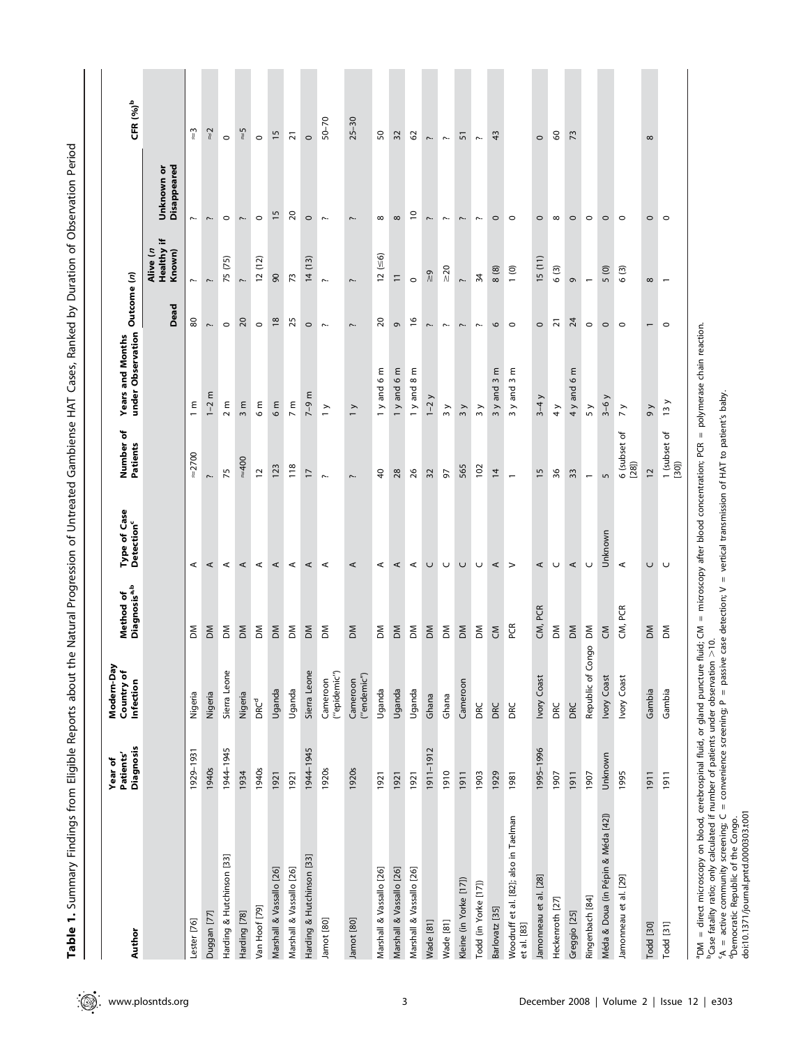**Table 1.** Summary Findings from Eligible Reports about the Natural Progression of Untreated Gambiense HAT Cases, Ranked by Duration of Observation Period

| Author | Year of Patients' Diagnosis | Modern-Day Country of Infection | Method of Diagnosis[a,b] | Type of Case Detection[c] | Number of Patients | Years and Months under Observation | Outcome (*n*) | | | CFR (%)[b] |
|---|---|---|---|---|---|---|---|---|---|---|
| | | | | | | | Dead | Alive (*n* Healthy if Known) | Unknown or Disappeared | |
| Lester [76] | 1929–1931 | Nigeria | DM | A | ≈2700 | 1 m | 80 | ? | ? | ≈3 |
| Duggan [77] | 1940s | Nigeria | DM | A | ? | 1–2 m | ? | ? | ? | ≈2 |
| Harding & Hutchinson [33] | 1944–1945 | Sierra Leone | DM | A | 75 | 2 m | 0 | 75 (75) | 0 | 0 |
| Harding [78] | 1934 | Nigeria | DM | A | ≈400 | 3 m | 20 | ? | ? | ≈5 |
| Van Hoof [79] | 1940s | DRC[d] | DM | A | 12 | 6 m | 0 | 12 (12) | 0 | 0 |
| Marshall & Vassallo [26] | 1921 | Uganda | DM | A | 123 | 6 m | 18 | 90 | 15 | 15 |
| Marshall & Vassallo [26] | 1921 | Uganda | DM | A | 118 | 7 m | 25 | 73 | 20 | 21 |
| Harding & Hutchinson [33] | 1944–1945 | Sierra Leone | DM | A | 17 | 7–9 m | 0 | 14 (13) | 0 | 0 |
| Jamot [80] | 1920s | Cameroon ("epidemic") | DM | A | ? | 1 y | ? | ? | ? | 50–70 |
| Jamot [80] | 1920s | Cameroon ("endemic") | DM | A | ? | 1 y | ? | ? | ? | 25–30 |
| Marshall & Vassallo [26] | 1921 | Uganda | DM | A | 40 | 1 y and 6 m | 20 | 12 (≤6) | 8 | 50 |
| Marshall & Vassallo [26] | 1921 | Uganda | DM | A | 28 | 1 y and 6 m | 9 | 11 | 8 | 32 |
| Marshall & Vassallo [26] | 1921 | Uganda | DM | A | 26 | 1 y and 8 m | 16 | 0 | 10 | 62 |
| Wade [81] | 1911–1912 | Ghana | DM | C | 32 | 1–2 y | ? | ≥9 | ? | ? |
| Wade [81] | 1910 | Ghana | DM | C | 97 | 3 y | ? | ≥20 | ? | ? |
| Kleine (in Yorke [17]) | 1911 | Cameroon | DM | C | 565 | 3 y | ? | ? | ? | 51 |
| Todd (in Yorke [17]) | 1903 | DRC | DM | C | 102 | 3 y | ? | 34 | ? | ? |
| Barlovatz [35] | 1929 | DRC | CM | A | 14 | 3 y and 3 m | 6 | 8 (8) | 0 | 43 |
| Woodruff et al. [82]; also in Taelman et al. [83] | 1981 | DRC | PCR | V | 1 | 3 y and 3 m | 0 | 1 (0) | 0 | |
| Jamonneau et al. [28] | 1995–1996 | Ivory Coast | CM, PCR | A | 15 | 3–4 y | 0 | 15 (11) | 0 | 0 |
| Heckenroth [27] | 1907 | DRC | DM | C | 36 | 4 y | 21 | 6 (3) | 8 | 60 |
| Greggio [25] | 1911 | DRC | DM | A | 33 | 4 y and 6 m | 24 | 9 | 0 | 73 |
| Ringenbach [84] | 1907 | Republic of Congo | DM | C | 1 | 5 y | 0 | 1 | 0 | |
| Méda & Doua (in Pépin & Méda [42]) | Unknown | Ivory Coast | CM | Unknown | 5 | 3–6 y | 0 | 5 (0) | 0 | |
| Jamonneau et al. [29] | 1995 | Ivory Coast | CM, PCR | A | 6 (subset of [28]) | 7 y | 0 | 6 (3) | 0 | |
| Todd [30] | 1911 | Gambia | DM | C | 12 | 9 y | 1 | 8 | 0 | 8 |
| Todd [31] | 1911 | Gambia | DM | C | 1 (subset of [30]) | 13 y | 0 | 1 | 0 | |

[a]DM = direct microscopy on blood, cerebrospinal fluid, or gland puncture fluid; CM = microscopy after blood concentration; PCR = polymerase chain reaction.
[b]Case fatality ratio; only calculated if number of patients under observation >10.
[c]A = active community screening; C = convenience screening; P = passive case detection; V = vertical transmission of HAT to patient's baby.
[d]Democratic Republic of the Congo.
doi:10.1371/journal.pntd.0000303.t001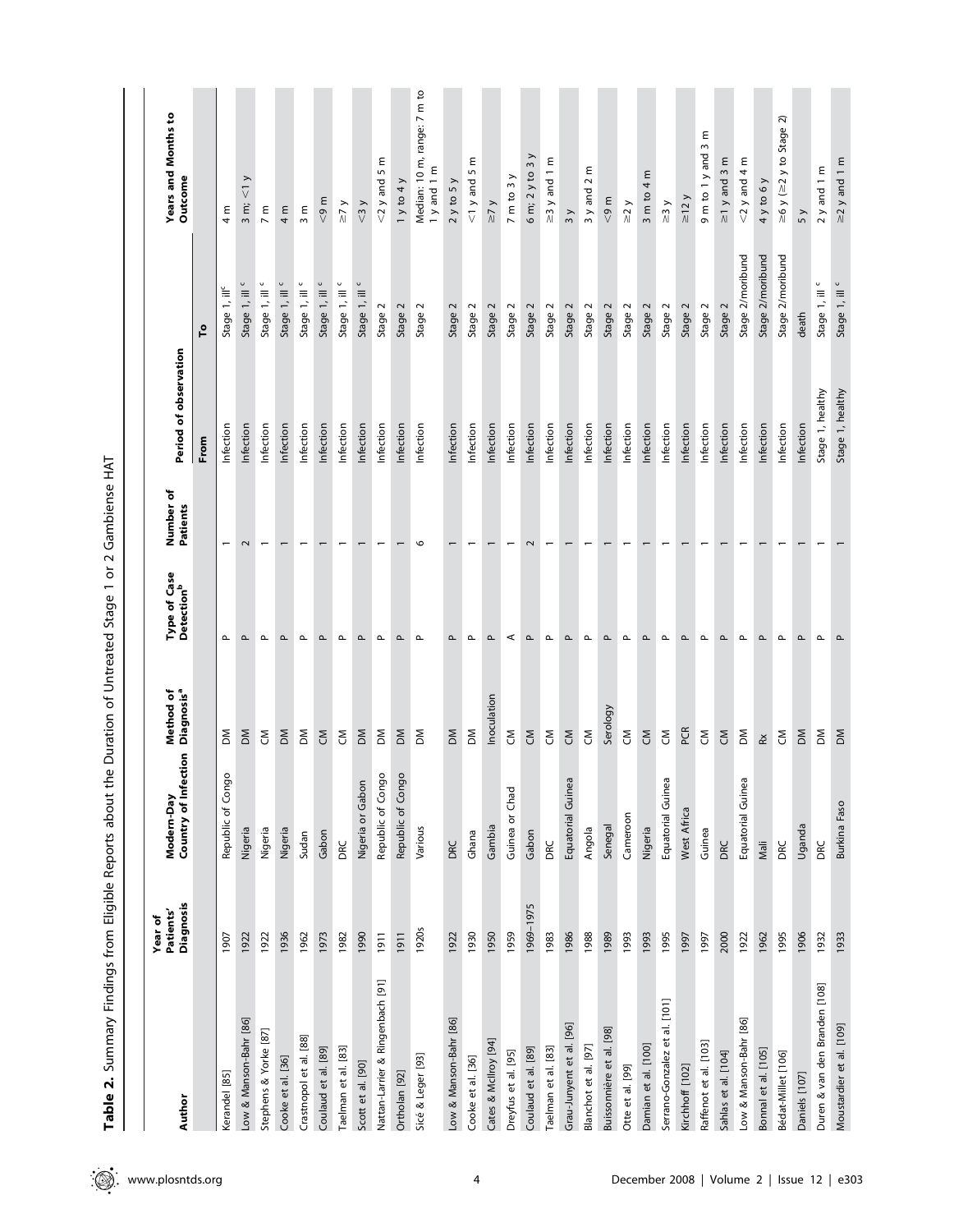**Table 2.** Summary Findings from Eligible Reports about the Duration of Untreated Stage 1 or 2 Gambiense HAT

| Author | Year of Patients' Diagnosis | Modern-Day Country of Infection | Method of Diagnosis[a] | Type of Case Detection[b] | Number of Patients | Period of observation | | Years and Months to Outcome |
|---|---|---|---|---|---|---|---|---|
| | | | | | | From | To | |
| Kerandel [85] | 1907 | Republic of Congo | DM | P | 1 | Infection | Stage 1, ill[c] | 4 m |
| Low & Manson-Bahr [86] | 1922 | Nigeria | DM | P | 2 | Infection | Stage 1, ill [c] | 3 m; <1 y |
| Stephens & Yorke [87] | 1922 | Nigeria | CM | P | 1 | Infection | Stage 1, ill [c] | 7 m |
| Cooke et al. [36] | 1936 | Nigeria | DM | P | 1 | Infection | Stage 1, ill [c] | 4 m |
| Crastnopol et al. [88] | 1962 | Sudan | DM | P | 1 | Infection | Stage 1, ill [c] | 3 m |
| Coulaud et al. [89] | 1973 | Gabon | CM | P | 1 | Infection | Stage 1, ill [c] | <9 m |
| Taelman et al. [83] | 1982 | DRC | CM | P | 1 | Infection | Stage 1, ill [c] | ≥7 y |
| Scott et al. [90] | 1990 | Nigeria or Gabon | DM | P | 1 | Infection | Stage 1, ill [c] | <3 y |
| Nattan-Larrier & Ringenbach [91] | 1911 | Republic of Congo | DM | P | 1 | Infection | Stage 2 | <2 y and 5 m |
| Ortholan [92] | 1911 | Republic of Congo | DM | P | 1 | Infection | Stage 2 | 1 y to 4 y |
| Sicé & Leger [93] | 1920s | Various | DM | P | 6 | Infection | Stage 2 | Median: 10 m, range: 7 m to 1 y and 1 m |
| Low & Manson-Bahr [86] | 1922 | DRC | DM | P | 1 | Infection | Stage 2 | 2 y to 5 y |
| Cooke et al. [36] | 1930 | Ghana | DM | P | 1 | Infection | Stage 2 | <1 y and 5 m |
| Cates & McIlroy [94] | 1950 | Gambia | Inoculation | P | 1 | Infection | Stage 2 | ≥7 y |
| Dreyfus et al. [95] | 1959 | Guinea or Chad | CM | A | 1 | Infection | Stage 2 | 7 m to 3 y |
| Coulaud et al. [89] | 1969–1975 | Gabon | CM | P | 2 | Infection | Stage 2 | 6 m; 2 y to 3 y |
| Taelman et al. [83] | 1983 | DRC | CM | P | 1 | Infection | Stage 2 | ≥3 y and 1 m |
| Grau-Junyent et al. [96] | 1986 | Equatorial Guinea | CM | P | 1 | Infection | Stage 2 | 3 y |
| Blanchot et al. [97] | 1988 | Angola | CM | P | 1 | Infection | Stage 2 | 3 y and 2 m |
| Buissonnière et al. [98] | 1989 | Senegal | Serology | P | 1 | Infection | Stage 2 | <9 m |
| Otte et al. [99] | 1993 | Cameroon | CM | P | 1 | Infection | Stage 2 | ≥2 y |
| Damian et al. [100] | 1993 | Nigeria | CM | P | 1 | Infection | Stage 2 | 3 m to 4 m |
| Serrano-Gonzalez et al. [101] | 1995 | Equatorial Guinea | CM | P | 1 | Infection | Stage 2 | ≥3 y |
| Kirchhoff [102] | 1997 | West Africa | PCR | P | 1 | Infection | Stage 2 | ≥12 y |
| Raffenot et al. [103] | 1997 | Guinea | CM | P | 1 | Infection | Stage 2 | 9 m to 1 y and 3 m |
| Sahlas et al. [104] | 2000 | DRC | CM | P | 1 | Infection | Stage 2 | ≥1 y and 3 m |
| Low & Manson-Bahr [86] | 1922 | Equatorial Guinea | DM | P | 1 | Infection | Stage 2/moribund | <2 y and 4 m |
| Bonnal et al. [105] | 1962 | Mali | Rx | P | 1 | Infection | Stage 2/moribund | 4 y to 6 y |
| Bédat-Millet [106] | 1995 | DRC | CM | P | 1 | Infection | Stage 2/moribund | ≥6 y (≥2 y to Stage 2) |
| Daniels [107] | 1906 | Uganda | DM | P | 1 | Infection | death | 5 y |
| Duren & van den Branden [108] | 1932 | DRC | DM | P | 1 | Stage 1, healthy | Stage 1, ill [c] | 2 y and 1 m |
| Moustardier et al. [109] | 1933 | Burkina Faso | DM | P | 1 | Stage 1, healthy | Stage 1, ill [c] | ≥2 y and 1 m |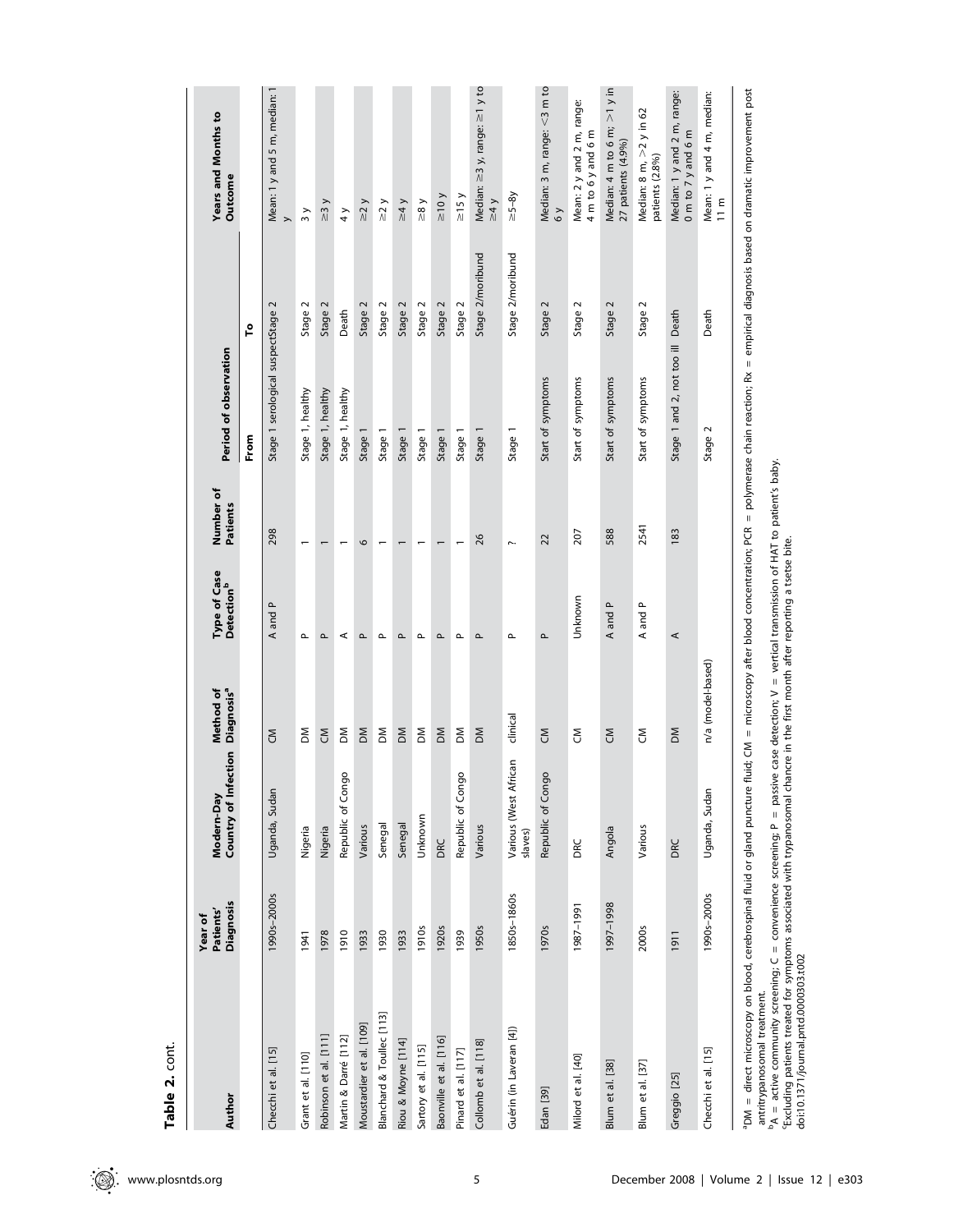**Table 2.** cont.

| Author | Year of Patients' Diagnosis | Modern-Day Country of Infection | Method of Diagnosis[a] | Type of Case Detection[b] | Number of Patients | Period of observation | | Years and Months to Outcome |
|---|---|---|---|---|---|---|---|---|
| | | | | | | From | To | |
| Checchi et al. [15] | 1990s–2000s | Uganda, Sudan | CM | A and P | 298 | Stage 1 serological suspect | Stage 2 | Mean: 1 y and 5 m, median: 1 y |
| Grant et al. [110] | 1941 | Nigeria | DM | P | 1 | Stage 1, healthy | Stage 2 | 3 y |
| Robinson et al. [111] | 1978 | Nigeria | CM | P | 1 | Stage 1, healthy | Stage 2 | ≥3 y |
| Martin & Darré [112] | 1910 | Republic of Congo | DM | A | 1 | Stage 1, healthy | Death | 4 y |
| Moustardier et al. [109] | 1933 | Various | DM | P | 6 | Stage 1 | Stage 2 | ≥2 y |
| Blanchard & Toullec [113] | 1930 | Senegal | DM | P | 1 | Stage 1 | Stage 2 | ≥2 y |
| Riou & Moyne [114] | 1933 | Senegal | DM | P | 1 | Stage 1 | Stage 2 | ≥4 y |
| Sartory et al. [115] | 1910s | Unknown | DM | P | 1 | Stage 1 | Stage 2 | ≥8 y |
| Baonville et al. [116] | 1920s | DRC | DM | P | 1 | Stage 1 | Stage 2 | ≥10 y |
| Pinard et al. [117] | 1939 | Republic of Congo | DM | P | 1 | Stage 1 | Stage 2 | ≥15 y |
| Collomb et al. [118] | 1950s | Various | DM | P | 26 | Stage 1 | Stage 2/moribund | Median: ≥3 y, range: ≥1 y to ≥4 y |
| Guérin (in Laveran [4]) | 1850–1860s | Various (West African slaves) | clinical | P | ? | Stage 1 | Stage 2/moribund | ≥5–8y |
| Edan [39] | 1970s | Republic of Congo | CM | P | 22 | Start of symptoms | Stage 2 | Median: 3 m, range: <3 m to 6 y |
| Milord et al. [40] | 1987–1991 | DRC | CM | Unknown | 207 | Start of symptoms | Stage 2 | Mean: 2 y and 2 m, range: 4 m to 6 y and 6 m |
| Blum et al. [38] | 1997–1998 | Angola | CM | A and P | 588 | Start of symptoms | Stage 2 | Median: 4 m to 6 m; >1 y in 27 patients (4.9%) |
| Blum et al. [37] | 2000s | Various | CM | A and P | 2541 | Start of symptoms | Stage 2 | Median: 8 m, >2 y in 62 patients (2.8%) |
| Greggio [25] | 1911 | DRC | DM | A | 183 | Stage 1 and 2, not too ill | Death | Median: 1 y and 2 m, range: 0 m to 7 y and 6 m |
| Checchi et al. [15] | 1990s–2000s | Uganda, Sudan | n/a (model-based) | | | Stage 2 | Death | Mean: 1 y and 4 m, median: 11 m |

[a]DM = direct microscopy on blood, cerebrospinal fluid or gland puncture fluid; CM = microscopy after blood concentration; PCR = polymerase chain reaction; Rx = empirical diagnosis based on dramatic improvement post antitrypanosomal treatment.
[b]A = active community screening; C = convenience screening; P = passive case detection; V = vertical transmission of HAT to patient's baby.
[c]Excluding patients treated for symptoms associated with trypanosomal chancre in the first month after reporting a tsetse bite.
doi:10.1371/journal.pntd.0000303.t002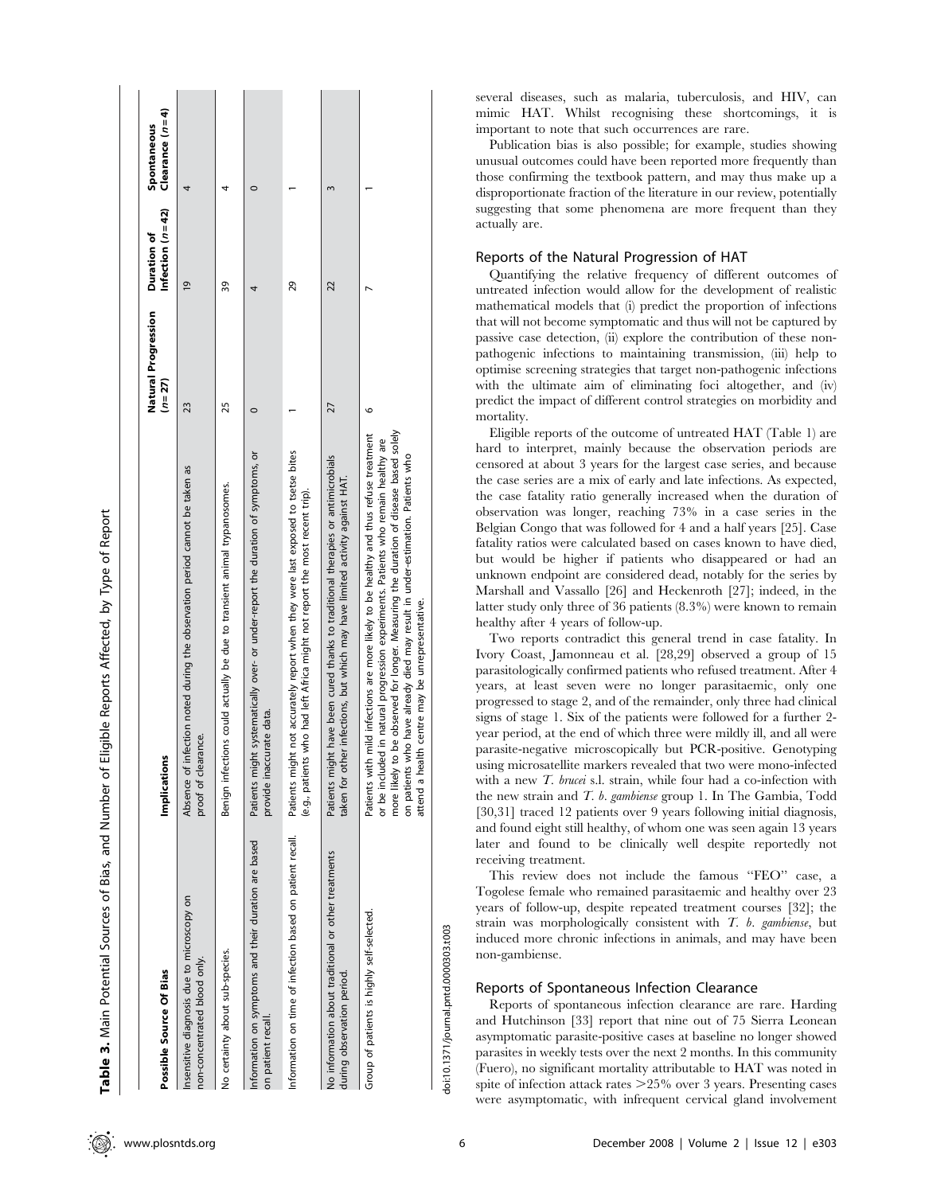**Table 3.** Main Potential Sources of Bias, and Number of Eligible Reports Affected, by Type of Report

| Possible Source Of Bias | Implications | Natural Progression (n = 27) | Duration of Infection (n = 42) | Spontaneous Clearance (n = 4) |
|---|---|---|---|---|
| Insensitive diagnosis due to microscopy on non-concentrated blood only. | Absence of infection noted during the observation period cannot be taken as proof of clearance. | 23 | 19 | 4 |
| No certainty about sub-species. | Benign infections could actually be due to transient animal trypanosomes. | 25 | 39 | 4 |
| Information on symptoms and their duration are based on patient recall. | Patients might systematically over- or under-report the duration of symptoms, or provide inaccurate data. | 0 | 4 | 0 |
| Information on time of infection based on patient recall. | Patients might not accurately report when they were last exposed to tsetse bites (e.g., patients who had left Africa might not report the most recent trip). | 1 | 29 | 1 |
| No information about traditional or other treatments during observation period. | Patients might have been cured thanks to traditional therapies or antimicrobials taken for other infections, but which may have limited activity against HAT. | 27 | 22 | 3 |
| Group of patients is highly self-selected. | Patients with mild infections are more likely to be healthy and thus refuse treatment or be included in natural progression experiments. Patients who remain healthy are more likely to be observed for longer. Measuring the duration of disease based solely on patients who have already died may result in under-estimation. Patients who attend a health centre may be unrepresentative. | 6 | 7 | 1 |

doi:10.1371/journal.pntd.0000303.t003

several diseases, such as malaria, tuberculosis, and HIV, can mimic HAT. Whilst recognising these shortcomings, it is important to note that such occurrences are rare.

Publication bias is also possible; for example, studies showing unusual outcomes could have been reported more frequently than those confirming the textbook pattern, and may thus make up a disproportionate fraction of the literature in our review, potentially suggesting that some phenomena are more frequent than they actually are.

## Reports of the Natural Progression of HAT

Quantifying the relative frequency of different outcomes of untreated infection would allow for the development of realistic mathematical models that (i) predict the proportion of infections that will not become symptomatic and thus will not be captured by passive case detection, (ii) explore the contribution of these non-pathogenic infections to maintaining transmission, (iii) help to optimise screening strategies that target non-pathogenic infections with the ultimate aim of eliminating foci altogether, and (iv) predict the impact of different control strategies on morbidity and mortality.

Eligible reports of the outcome of untreated HAT (Table 1) are hard to interpret, mainly because the observation periods are censored at about 3 years for the largest case series, and because the case series are a mix of early and late infections. As expected, the case fatality ratio generally increased when the duration of observation was longer, reaching 73% in a case series in the Belgian Congo that was followed for 4 and a half years [25]. Case fatality ratios were calculated based on cases known to have died, but would be higher if patients who disappeared or had an unknown endpoint are considered dead, notably for the series by Marshall and Vassallo [26] and Heckenroth [27]; indeed, in the latter study only three of 36 patients (8.3%) were known to remain healthy after 4 years of follow-up.

Two reports contradict this general trend in case fatality. In Ivory Coast, Jamonneau et al. [28,29] observed a group of 15 parasitologically confirmed patients who refused treatment. After 4 years, at least seven were no longer parasitaemic, only one progressed to stage 2, and of the remainder, only three had clinical signs of stage 1. Six of the patients were followed for a further 2-year period, at the end of which three were mildly ill, and all were parasite-negative microscopically but PCR-positive. Genotyping using microsatellite markers revealed that two were mono-infected with a new *T. brucei* s.l. strain, while four had a co-infection with the new strain and *T. b. gambiense* group 1. In The Gambia, Todd [30,31] traced 12 patients over 9 years following initial diagnosis, and found eight still healthy, of whom one was seen again 13 years later and found to be clinically well despite reportedly not receiving treatment.

This review does not include the famous "FEO" case, a Togolese female who remained parasitaemic and healthy over 23 years of follow-up, despite repeated treatment courses [32]; the strain was morphologically consistent with *T. b. gambiense*, but induced more chronic infections in animals, and may have been non-gambiense.

## Reports of Spontaneous Infection Clearance

Reports of spontaneous infection clearance are rare. Harding and Hutchinson [33] report that nine out of 75 Sierra Leonean asymptomatic parasite-positive cases at baseline no longer showed parasites in weekly tests over the next 2 months. In this community (Fuero), no significant mortality attributable to HAT was noted in spite of infection attack rates >25% over 3 years. Presenting cases were asymptomatic, with infrequent cervical gland involvement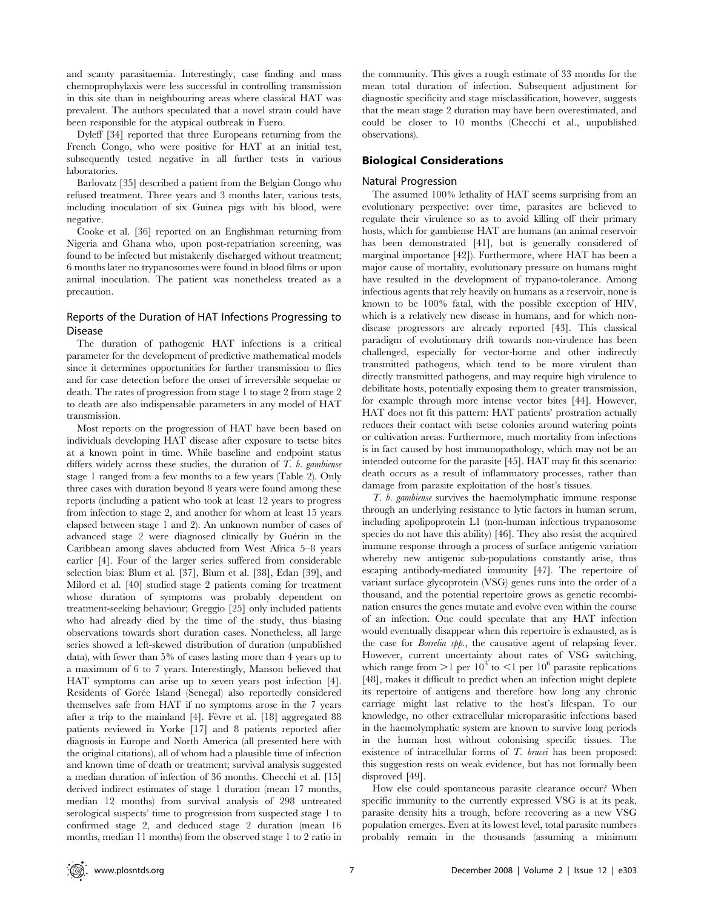and scanty parasitaemia. Interestingly, case finding and mass chemoprophylaxis were less successful in controlling transmission in this site than in neighbouring areas where classical HAT was prevalent. The authors speculated that a novel strain could have been responsible for the atypical outbreak in Fuero.

Dyleff [34] reported that three Europeans returning from the French Congo, who were positive for HAT at an initial test, subsequently tested negative in all further tests in various laboratories.

Barlovatz [35] described a patient from the Belgian Congo who refused treatment. Three years and 3 months later, various tests, including inoculation of six Guinea pigs with his blood, were negative.

Cooke et al. [36] reported on an Englishman returning from Nigeria and Ghana who, upon post-repatriation screening, was found to be infected but mistakenly discharged without treatment; 6 months later no trypanosomes were found in blood films or upon animal inoculation. The patient was nonetheless treated as a precaution.

### Reports of the Duration of HAT Infections Progressing to Disease

The duration of pathogenic HAT infections is a critical parameter for the development of predictive mathematical models since it determines opportunities for further transmission to flies and for case detection before the onset of irreversible sequelae or death. The rates of progression from stage 1 to stage 2 from stage 2 to death are also indispensable parameters in any model of HAT transmission.

Most reports on the progression of HAT have been based on individuals developing HAT disease after exposure to tsetse bites at a known point in time. While baseline and endpoint status differs widely across these studies, the duration of *T. b. gambiense* stage 1 ranged from a few months to a few years (Table 2). Only three cases with duration beyond 8 years were found among these reports (including a patient who took at least 12 years to progress from infection to stage 2, and another for whom at least 15 years elapsed between stage 1 and 2). An unknown number of cases of advanced stage 2 were diagnosed clinically by Guérin in the Caribbean among slaves abducted from West Africa 5–8 years earlier [4]. Four of the larger series suffered from considerable selection bias: Blum et al. [37], Blum et al. [38], Edan [39], and Milord et al. [40] studied stage 2 patients coming for treatment whose duration of symptoms was probably dependent on treatment-seeking behaviour; Greggio [25] only included patients who had already died by the time of the study, thus biasing observations towards short duration cases. Nonetheless, all large series showed a left-skewed distribution of duration (unpublished data), with fewer than 5% of cases lasting more than 4 years up to a maximum of 6 to 7 years. Interestingly, Manson believed that HAT symptoms can arise up to seven years post infection [4]. Residents of Gorée Island (Senegal) also reportedly considered themselves safe from HAT if no symptoms arose in the 7 years after a trip to the mainland [4]. Fèvre et al. [18] aggregated 88 patients reviewed in Yorke [17] and 8 patients reported after diagnosis in Europe and North America (all presented here with the original citations), all of whom had a plausible time of infection and known time of death or treatment; survival analysis suggested a median duration of infection of 36 months. Checchi et al. [15] derived indirect estimates of stage 1 duration (mean 17 months, median 12 months) from survival analysis of 298 untreated serological suspects' time to progression from suspected stage 1 to confirmed stage 2, and deduced stage 2 duration (mean 16 months, median 11 months) from the observed stage 1 to 2 ratio in the community. This gives a rough estimate of 33 months for the mean total duration of infection. Subsequent adjustment for diagnostic specificity and stage misclassification, however, suggests that the mean stage 2 duration may have been overestimated, and could be closer to 10 months (Checchi et al., unpublished observations).

## Biological Considerations

### Natural Progression

The assumed 100% lethality of HAT seems surprising from an evolutionary perspective: over time, parasites are believed to regulate their virulence so as to avoid killing off their primary hosts, which for gambiense HAT are humans (an animal reservoir has been demonstrated [41], but is generally considered of marginal importance [42]). Furthermore, where HAT has been a major cause of mortality, evolutionary pressure on humans might have resulted in the development of trypano-tolerance. Among infectious agents that rely heavily on humans as a reservoir, none is known to be 100% fatal, with the possible exception of HIV, which is a relatively new disease in humans, and for which non-disease progressors are already reported [43]. This classical paradigm of evolutionary drift towards non-virulence has been challenged, especially for vector-borne and other indirectly transmitted pathogens, which tend to be more virulent than directly transmitted pathogens, and may require high virulence to debilitate hosts, potentially exposing them to greater transmission, for example through more intense vector bites [44]. However, HAT does not fit this pattern: HAT patients' prostration actually reduces their contact with tsetse colonies around watering points or cultivation areas. Furthermore, much mortality from infections is in fact caused by host immunopathology, which may not be an intended outcome for the parasite [45]. HAT may fit this scenario: death occurs as a result of inflammatory processes, rather than damage from parasite exploitation of the host's tissues.

*T. b. gambiense* survives the haemolymphatic immune response through an underlying resistance to lytic factors in human serum, including apolipoprotein L1 (non-human infectious trypanosome species do not have this ability) [46]. They also resist the acquired immune response through a process of surface antigenic variation whereby new antigenic sub-populations constantly arise, thus escaping antibody-mediated immunity [47]. The repertoire of variant surface glycoprotein (VSG) genes runs into the order of a thousand, and the potential repertoire grows as genetic recombination ensures the genes mutate and evolve even within the course of an infection. One could speculate that any HAT infection would eventually disappear when this repertoire is exhausted, as is the case for *Borrelia spp.*, the causative agent of relapsing fever. However, current uncertainty about rates of VSG switching, which range from $>1$ per $10^3$ to $<1$ per $10^6$ parasite replications [48], makes it difficult to predict when an infection might deplete its repertoire of antigens and therefore how long any chronic carriage might last relative to the host's lifespan. To our knowledge, no other extracellular microparasitic infections based in the haemolymphatic system are known to survive long periods in the human host without colonising specific tissues. The existence of intracellular forms of *T. brucei* has been proposed: this suggestion rests on weak evidence, but has not formally been disproved [49].

How else could spontaneous parasite clearance occur? When specific immunity to the currently expressed VSG is at its peak, parasite density hits a trough, before recovering as a new VSG population emerges. Even at its lowest level, total parasite numbers probably remain in the thousands (assuming a minimum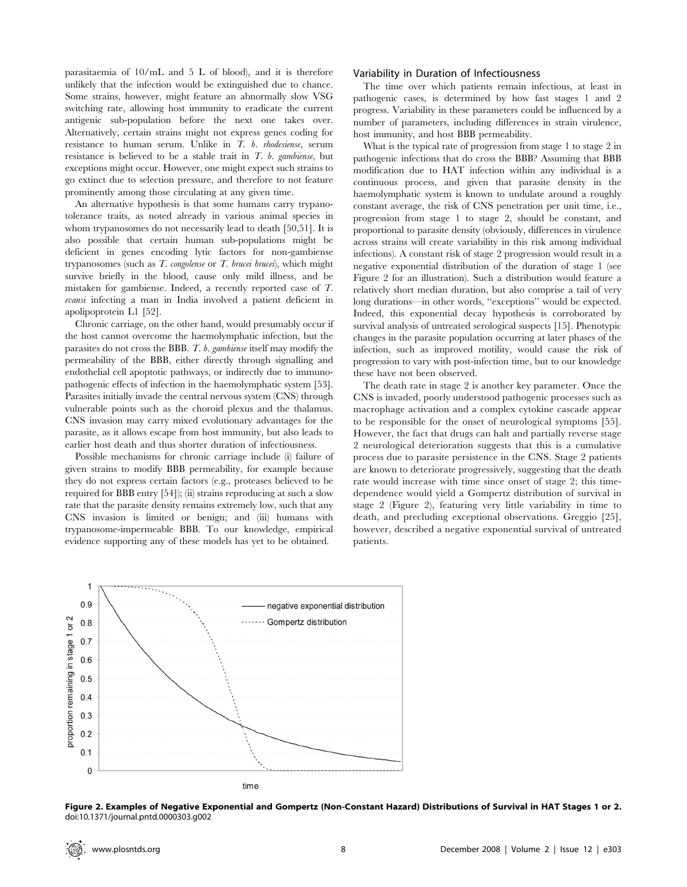parasitaemia of 10/mL and 5 L of blood), and it is therefore unlikely that the infection would be extinguished due to chance. Some strains, however, might feature an abnormally slow VSG switching rate, allowing host immunity to eradicate the current antigenic sub-population before the next one takes over. Alternatively, certain strains might not express genes coding for resistance to human serum. Unlike in *T. b. rhodesiense*, serum resistance is believed to be a stable trait in *T. b. gambiense*, but exceptions might occur. However, one might expect such strains to go extinct due to selection pressure, and therefore to not feature prominently among those circulating at any given time.

An alternative hypothesis is that some humans carry trypanotolerance traits, as noted already in various animal species in whom trypanosomes do not necessarily lead to death [50,51]. It is also possible that certain human sub-populations might be deficient in genes encoding lytic factors for non-gambiense trypanosomes (such as *T. congolense* or *T. brucei brucei*), which might survive briefly in the blood, cause only mild illness, and be mistaken for gambiense. Indeed, a recently reported case of *T. evansi* infecting a man in India involved a patient deficient in apolipoprotein L1 [52].

Chronic carriage, on the other hand, would presumably occur if the host cannot overcome the haemolymphatic infection, but the parasites do not cross the BBB. *T. b. gambiense* itself may modify the permeability of the BBB, either directly through signalling and endothelial cell apoptotic pathways, or indirectly due to immunopathogenic effects of infection in the haemolymphatic system [53]. Parasites initially invade the central nervous system (CNS) through vulnerable points such as the choroid plexus and the thalamus. CNS invasion may carry mixed evolutionary advantages for the parasite, as it allows escape from host immunity, but also leads to earlier host death and thus shorter duration of infectiousness.

Possible mechanisms for chronic carriage include (i) failure of given strains to modify BBB permeability, for example because they do not express certain factors (e.g., proteases believed to be required for BBB entry [54]); (ii) strains reproducing at such a slow rate that the parasite density remains extremely low, such that any CNS invasion is limited or benign; and (iii) humans with trypanosome-impermeable BBB. To our knowledge, empirical evidence supporting any of these models has yet to be obtained.

## Variability in Duration of Infectiousness

The time over which patients remain infectious, at least in pathogenic cases, is determined by how fast stages 1 and 2 progress. Variability in these parameters could be influenced by a number of parameters, including differences in strain virulence, host immunity, and host BBB permeability.

What is the typical rate of progression from stage 1 to stage 2 in pathogenic infections that do cross the BBB? Assuming that BBB modification due to HAT infection within any individual is a continuous process, and given that parasite density in the haemolymphatic system is known to undulate around a roughly constant average, the risk of CNS penetration per unit time, i.e., progression from stage 1 to stage 2, should be constant, and proportional to parasite density (obviously, differences in virulence across strains will create variability in this risk among individual infections). A constant risk of stage 2 progression would result in a negative exponential distribution of the duration of stage 1 (see Figure 2 for an illustration). Such a distribution would feature a relatively short median duration, but also comprise a tail of very long durations—in other words, "exceptions" would be expected. Indeed, this exponential decay hypothesis is corroborated by survival analysis of untreated serological suspects [15]. Phenotypic changes in the parasite population occurring at later phases of the infection, such as improved motility, would cause the risk of progression to vary with post-infection time, but to our knowledge these have not been observed.

The death rate in stage 2 is another key parameter. Once the CNS is invaded, poorly understood pathogenic processes such as macrophage activation and a complex cytokine cascade appear to be responsible for the onset of neurological symptoms [55]. However, the fact that drugs can halt and partially reverse stage 2 neurological deterioration suggests that this is a cumulative process due to parasite persistence in the CNS. Stage 2 patients are known to deteriorate progressively, suggesting that the death rate would increase with time since onset of stage 2; this time-dependence would yield a Gompertz distribution of survival in stage 2 (Figure 2), featuring very little variability in time to death, and precluding exceptional observations. Greggio [25], however, described a negative exponential survival of untreated patients.

**Figure 2. Examples of Negative Exponential and Gompertz (Non-Constant Hazard) Distributions of Survival in HAT Stages 1 or 2.**
doi:10.1371/journal.pntd.0000303.g002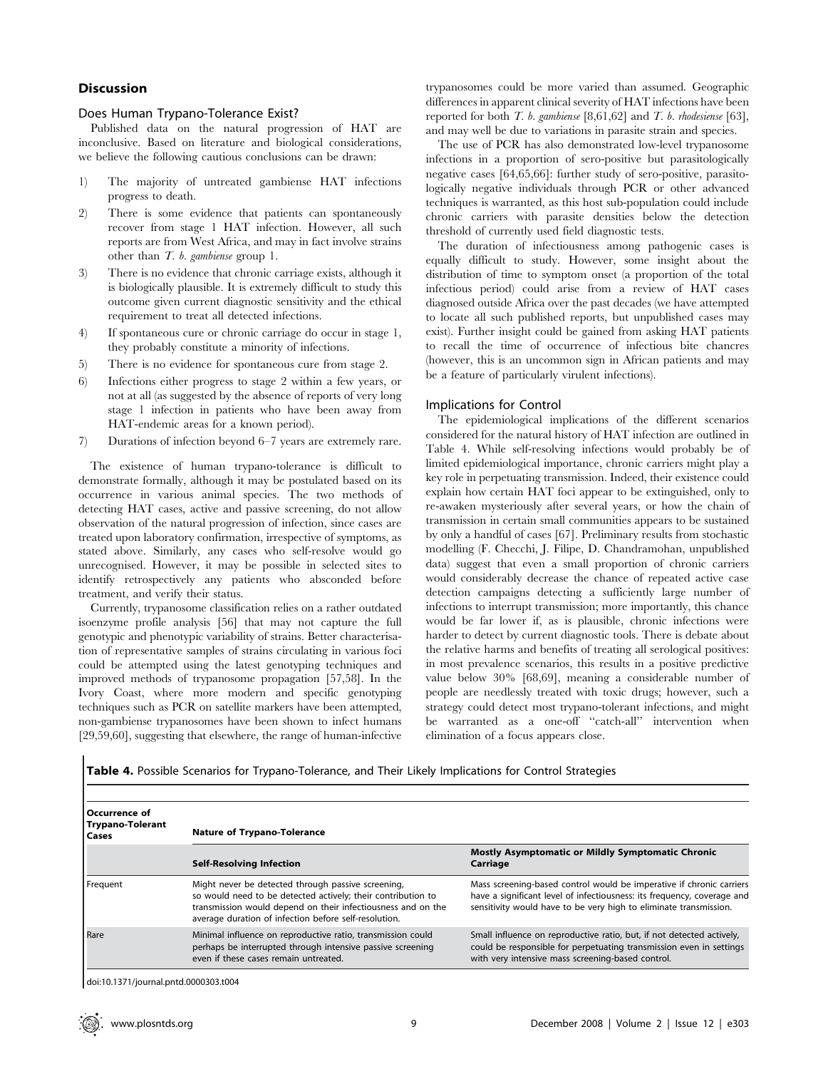## Discussion

### Does Human Trypano-Tolerance Exist?

Published data on the natural progression of HAT are inconclusive. Based on literature and biological considerations, we believe the following cautious conclusions can be drawn:

1) The majority of untreated gambiense HAT infections progress to death.
2) There is some evidence that patients can spontaneously recover from stage 1 HAT infection. However, all such reports are from West Africa, and may in fact involve strains other than *T. b. gambiense* group 1.
3) There is no evidence that chronic carriage exists, although it is biologically plausible. It is extremely difficult to study this outcome given current diagnostic sensitivity and the ethical requirement to treat all detected infections.
4) If spontaneous cure or chronic carriage do occur in stage 1, they probably constitute a minority of infections.
5) There is no evidence for spontaneous cure from stage 2.
6) Infections either progress to stage 2 within a few years, or not at all (as suggested by the absence of reports of very long stage 1 infection in patients who have been away from HAT-endemic areas for a known period).
7) Durations of infection beyond 6–7 years are extremely rare.

The existence of human trypano-tolerance is difficult to demonstrate formally, although it may be postulated based on its occurrence in various animal species. The two methods of detecting HAT cases, active and passive screening, do not allow observation of the natural progression of infection, since cases are treated upon laboratory confirmation, irrespective of symptoms, as stated above. Similarly, any cases who self-resolve would go unrecognised. However, it may be possible in selected sites to identify retrospectively any patients who absconded before treatment, and verify their status.

Currently, trypanosome classification relies on a rather outdated isoenzyme profile analysis [56] that may not capture the full genotypic and phenotypic variability of strains. Better characterisation of representative samples of strains circulating in various foci could be attempted using the latest genotyping techniques and improved methods of trypanosome propagation [57,58]. In the Ivory Coast, where more modern and specific genotyping techniques such as PCR on satellite markers have been attempted, non-gambiense trypanosomes have been shown to infect humans [29,59,60], suggesting that elsewhere, the range of human-infective trypanosomes could be more varied than assumed. Geographic differences in apparent clinical severity of HAT infections have been reported for both *T. b. gambiense* [8,61,62] and *T. b. rhodesiense* [63], and may well be due to variations in parasite strain and species.

The use of PCR has also demonstrated low-level trypanosome infections in a proportion of sero-positive but parasitologically negative cases [64,65,66]: further study of sero-positive, parasitologically negative individuals through PCR or other advanced techniques is warranted, as this host sub-population could include chronic carriers with parasite densities below the detection threshold of currently used field diagnostic tests.

The duration of infectiousness among pathogenic cases is equally difficult to study. However, some insight about the distribution of time to symptom onset (a proportion of the total infectious period) could arise from a review of HAT cases diagnosed outside Africa over the past decades (we have attempted to locate all such published reports, but unpublished cases may exist). Further insight could be gained from asking HAT patients to recall the time of occurrence of infectious bite chancres (however, this is an uncommon sign in African patients and may be a feature of particularly virulent infections).

### Implications for Control

The epidemiological implications of the different scenarios considered for the natural history of HAT infection are outlined in Table 4. While self-resolving infections would probably be of limited epidemiological importance, chronic carriers might play a key role in perpetuating transmission. Indeed, their existence could explain how certain HAT foci appear to be extinguished, only to re-awaken mysteriously after several years, or how the chain of transmission in certain small communities appears to be sustained by only a handful of cases [67]. Preliminary results from stochastic modelling (F. Checchi, J. Filipe, D. Chandramohan, unpublished data) suggest that even a small proportion of chronic carriers would considerably decrease the chance of repeated active case detection campaigns detecting a sufficiently large number of infections to interrupt transmission; more importantly, this chance would be far lower if, as is plausible, chronic infections were harder to detect by current diagnostic tools. There is debate about the relative harms and benefits of treating all serological positives: in most prevalence scenarios, this results in a positive predictive value below 30% [68,69], meaning a considerable number of people are needlessly treated with toxic drugs; however, such a strategy could detect most trypano-tolerant infections, and might be warranted as a one-off "catch-all" intervention when elimination of a focus appears close.

**Table 4.** Possible Scenarios for Trypano-Tolerance, and Their Likely Implications for Control Strategies

| Occurrence of Trypano-Tolerant Cases | Nature of Trypano-Tolerance | |
|---|---|---|
| | **Self-Resolving Infection** | **Mostly Asymptomatic or Mildly Symptomatic Chronic Carriage** |
| Frequent | Might never be detected through passive screening, so would need to be detected actively; their contribution to transmission would depend on their infectiousness and on the average duration of infection before self-resolution. | Mass screening-based control would be imperative if chronic carriers have a significant level of infectiousness: its frequency, coverage and sensitivity would have to be very high to eliminate transmission. |
| Rare | Minimal influence on reproductive ratio, transmission could perhaps be interrupted through intensive passive screening even if these cases remain untreated. | Small influence on reproductive ratio, but, if not detected actively, could be responsible for perpetuating transmission even in settings with very intensive mass screening-based control. |

doi:10.1371/journal.pntd.0000303.t004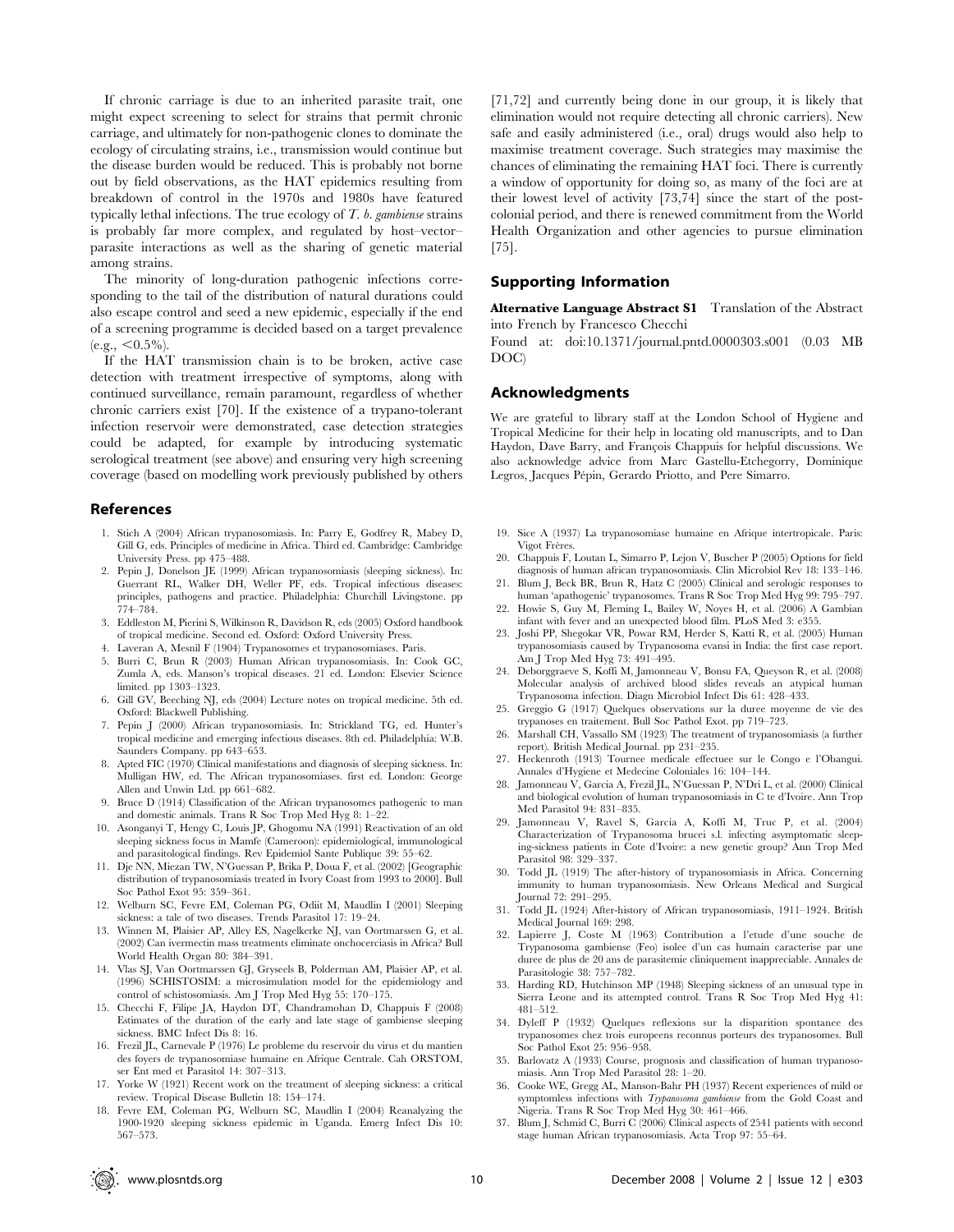If chronic carriage is due to an inherited parasite trait, one might expect screening to select for strains that permit chronic carriage, and ultimately for non-pathogenic clones to dominate the ecology of circulating strains, i.e., transmission would continue but the disease burden would be reduced. This is probably not borne out by field observations, as the HAT epidemics resulting from breakdown of control in the 1970s and 1980s have featured typically lethal infections. The true ecology of *T. b. gambiense* strains is probably far more complex, and regulated by host–vector–parasite interactions as well as the sharing of genetic material among strains.

The minority of long-duration pathogenic infections corresponding to the tail of the distribution of natural durations could also escape control and seed a new epidemic, especially if the end of a screening programme is decided based on a target prevalence (e.g., <0.5%).

If the HAT transmission chain is to be broken, active case detection with treatment irrespective of symptoms, along with continued surveillance, remain paramount, regardless of whether chronic carriers exist [70]. If the existence of a trypano-tolerant infection reservoir were demonstrated, case detection strategies could be adapted, for example by introducing systematic serological treatment (see above) and ensuring very high screening coverage (based on modelling work previously published by others [71,72] and currently being done in our group, it is likely that elimination would not require detecting all chronic carriers). New safe and easily administered (i.e., oral) drugs would also help to maximise treatment coverage. Such strategies may maximise the chances of eliminating the remaining HAT foci. There is currently a window of opportunity for doing so, as many of the foci are at their lowest level of activity [73,74] since the start of the post-colonial period, and there is renewed commitment from the World Health Organization and other agencies to pursue elimination [75].

## Supporting Information

**Alternative Language Abstract S1** Translation of the Abstract into French by Francesco Checchi

Found at: doi:10.1371/journal.pntd.0000303.s001 (0.03 MB DOC)

## Acknowledgments

We are grateful to library staff at the London School of Hygiene and Tropical Medicine for their help in locating old manuscripts, and to Dan Haydon, Dave Barry, and François Chappuis for helpful discussions. We also acknowledge advice from Marc Gastellu-Etchegorry, Dominique Legros, Jacques Pépin, Gerardo Priotto, and Pere Simarro.

## References

1. Stich A (2004) African trypanosomiasis. In: Parry E, Godfrey R, Mabey D, Gill G, eds. Principles of medicine in Africa. Third ed. Cambridge: Cambridge University Press. pp 475–488.
2. Pepin J, Donelson JE (1999) African trypanosomiasis (sleeping sickness). In: Guerrant RL, Walker DH, Weller PF, eds. Tropical infectious diseases: principles, pathogens and practice. Philadelphia: Churchill Livingstone. pp 774–784.
3. Eddleston M, Pierini S, Wilkinson R, Davidson R, eds (2005) Oxford handbook of tropical medicine. Second ed. Oxford: Oxford University Press.
4. Laveran A, Mesnil F (1904) Trypanosomes et trypanosomiases. Paris.
5. Burri C, Brun R (2003) Human African trypanosomiasis. In: Cook GC, Zumla A, eds. Manson's tropical diseases. 21 ed. London: Elsevier Science limited. pp 1303–1323.
6. Gill GV, Beeching NJ, eds (2004) Lecture notes on tropical medicine. 5th ed. Oxford: Blackwell Publishing.
7. Pepin J (2000) African trypanosomiasis. In: Strickland TG, ed. Hunter's tropical medicine and emerging infectious diseases. 8th ed. Philadelphia: W.B. Saunders Company. pp 643–653.
8. Apted FIC (1970) Clinical manifestations and diagnosis of sleeping sickness. In: Mulligan HW, ed. The African trypanosomiases. first ed. London: George Allen and Unwin Ltd. pp 661–682.
9. Bruce D (1914) Classification of the African trypanosomes pathogenic to man and domestic animals. Trans R Soc Trop Med Hyg 8: 1–22.
10. Asonganyi T, Hengy C, Louis JP, Ghogomu NA (1991) Reactivation of an old sleeping sickness focus in Mamfe (Cameroon): epidemiological, immunological and parasitological findings. Rev Epidemiol Sante Publique 39: 55–62.
11. Dje NN, Miezan TW, N'Guessan P, Brika P, Doua F, et al. (2002) [Geographic distribution of trypanosomiasis treated in Ivory Coast from 1993 to 2000]. Bull Soc Pathol Exot 95: 359–361.
12. Welburn SC, Fevre EM, Coleman PG, Odiit M, Maudlin I (2001) Sleeping sickness: a tale of two diseases. Trends Parasitol 17: 19–24.
13. Winnen M, Plaisier AP, Alley ES, Nagelkerke NJ, van Oortmarssen G, et al. (2002) Can ivermectin mass treatments eliminate onchocerciasis in Africa? Bull World Health Organ 80: 384–391.
14. Vlas SJ, Van Oortmarssen GJ, Gryseels B, Polderman AM, Plaisier AP, et al. (1996) SCHISTOSIM: a microsimulation model for the epidemiology and control of schistosomiasis. Am J Trop Med Hyg 55: 170–175.
15. Checchi F, Filipe JA, Haydon DT, Chandramohan D, Chappuis F (2008) Estimates of the duration of the early and late stage of gambiense sleeping sickness. BMC Infect Dis 8: 16.
16. Frezil JL, Carnevale P (1976) Le probleme du reservoir du virus et du mantien des foyers de trypanosomiase humaine en Afrique Centrale. Cah ORSTOM, ser Ent med et Parasitol 14: 307–313.
17. Yorke W (1921) Recent work on the treatment of sleeping sickness: a critical review. Tropical Disease Bulletin 18: 154–174.
18. Fevre EM, Coleman PG, Welburn SC, Maudlin I (2004) Reanalyzing the 1900-1920 sleeping sickness epidemic in Uganda. Emerg Infect Dis 10: 567–573.
19. Sice A (1937) La trypanosomiase humaine en Afrique intertropicale. Paris: Vigot Frères.
20. Chappuis F, Loutan L, Simarro P, Lejon V, Buscher P (2005) Options for field diagnosis of human african trypanosomiasis. Clin Microbiol Rev 18: 133–146.
21. Blum J, Beck BR, Brun R, Hatz C (2005) Clinical and serologic responses to human 'apathogenic' trypanosomes. Trans R Soc Trop Med Hyg 99: 795–797.
22. Howie S, Guy M, Fleming L, Bailey W, Noyes H, et al. (2006) A Gambian infant with fever and an unexpected blood film. PLoS Med 3: e355.
23. Joshi PP, Shegokar VR, Powar RM, Herder S, Katti R, et al. (2005) Human trypanosomiasis caused by Trypanosoma evansi in India: the first case report. Am J Trop Med Hyg 73: 491–495.
24. Deborggraeve S, Koffi M, Jamonneau V, Bonsu FA, Queyson R, et al. (2008) Molecular analysis of archived blood slides reveals an atypical human Trypanosoma infection. Diagn Microbiol Infect Dis 61: 428–433.
25. Greggio G (1917) Quelques observations sur la duree moyenne de vie des trypanoses en traitement. Bull Soc Pathol Exot. pp 719–723.
26. Marshall CH, Vassallo SM (1923) The treatment of trypanosomiasis (a further report). British Medical Journal. pp 231–235.
27. Heckenroth (1913) Tournee medicale effectuee sur le Congo e l'Obangui. Annales d'Hygiene et Medecine Coloniales 16: 104–144.
28. Jamonneau V, Garcia A, Frezil JL, N'Guessan P, N'Dri L, et al. (2000) Clinical and biological evolution of human trypanosomiasis in C te d'Ivoire. Ann Trop Med Parasitol 94: 831–835.
29. Jamonneau V, Ravel S, Garcia A, Koffi M, Truc P, et al. (2004) Characterization of Trypanosoma brucei s.l. infecting asymptomatic sleeping-sickness patients in Cote d'Ivoire: a new genetic group? Ann Trop Med Parasitol 98: 329–337.
30. Todd JL (1919) The after-history of trypanosomiasis in Africa. Concerning immunity to human trypanosomiasis. New Orleans Medical and Surgical Journal 72: 291–295.
31. Todd JL (1924) After-history of African trypanosomiasis, 1911–1924. British Medical Journal 169: 298.
32. Lapierre J, Coste M (1963) Contribution a l'etude d'une souche de Trypanosoma gambiense (Feo) isolee d'un cas humain caracterise par une duree de plus de 20 ans de parasitemie cliniquement inappreciable. Annales de Parasitologie 38: 757–782.
33. Harding RD, Hutchinson MP (1948) Sleeping sickness of an unusual type in Sierra Leone and its attempted control. Trans R Soc Trop Med Hyg 41: 481–512.
34. Dyleff P (1932) Quelques reflexions sur la disparition spontanee des trypanosomes chez trois europeens reconnus porteurs des trypanosomes. Bull Soc Pathol Exot 25: 956–958.
35. Barlovatz A (1933) Course, prognosis and classification of human trypanosomiasis. Ann Trop Med Parasitol 28: 1–20.
36. Cooke WE, Gregg AL, Manson-Bahr PH (1937) Recent experiences of mild or symptomless infections with *Trypanosoma gambiense* from the Gold Coast and Nigeria. Trans R Soc Trop Med Hyg 30: 461–466.
37. Blum J, Schmid C, Burri C (2006) Clinical aspects of 2541 patients with second stage human African trypanosomiasis. Acta Trop 97: 55–64.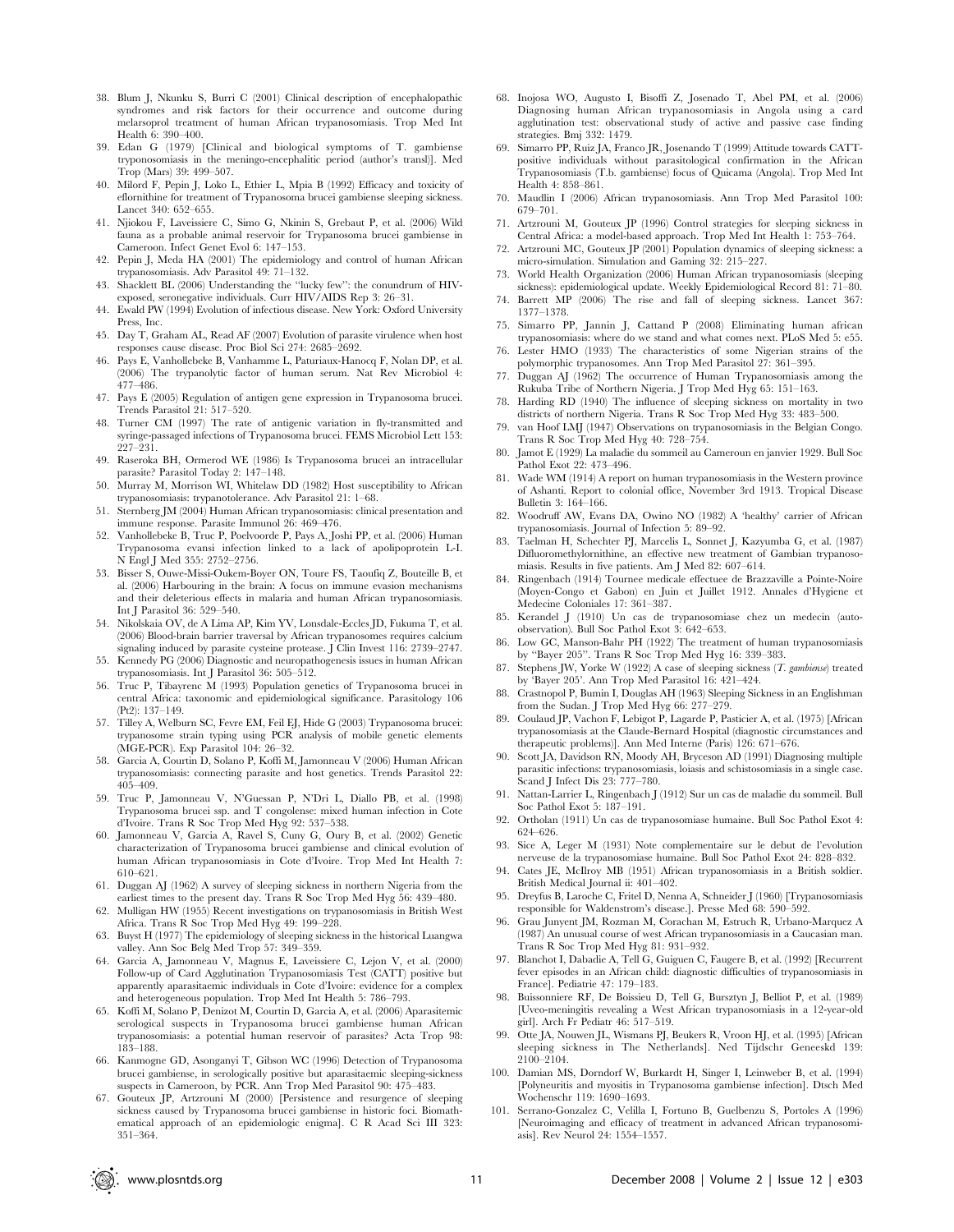38. Blum J, Nkunku S, Burri C (2001) Clinical description of encephalopathic syndromes and risk factors for their occurrence and outcome during melarsoprol treatment of human African trypanosomiasis. Trop Med Int Health 6: 390–400.
39. Edan G (1979) [Clinical and biological symptoms of T. gambiense tryponosomiasis in the meningo-encephalitic period (author's transl)]. Med Trop (Mars) 39: 499–507.
40. Milord F, Pepin J, Loko L, Ethier L, Mpia B (1992) Efficacy and toxicity of eflornithine for treatment of Trypanosoma brucei gambiense sleeping sickness. Lancet 340: 652–655.
41. Njiokou F, Laveissiere C, Simo G, Nkinin S, Grebaut P, et al. (2006) Wild fauna as a probable animal reservoir for Trypanosoma brucei gambiense in Cameroon. Infect Genet Evol 6: 147–153.
42. Pepin J, Meda HA (2001) The epidemiology and control of human African trypanosomiasis. Adv Parasitol 49: 71–132.
43. Shacklett BL (2006) Understanding the ''lucky few'': the conundrum of HIV-exposed, seronegative individuals. Curr HIV/AIDS Rep 3: 26–31.
44. Ewald PW (1994) Evolution of infectious disease. New York: Oxford University Press, Inc.
45. Day T, Graham AL, Read AF (2007) Evolution of parasite virulence when host responses cause disease. Proc Biol Sci 274: 2685–2692.
46. Pays E, Vanhollebeke B, Vanhamme L, Paturiaux-Hanocq F, Nolan DP, et al. (2006) The trypanolytic factor of human serum. Nat Rev Microbiol 4: 477–486.
47. Pays E (2005) Regulation of antigen gene expression in Trypanosoma brucei. Trends Parasitol 21: 517–520.
48. Turner CM (1997) The rate of antigenic variation in fly-transmitted and syringe-passaged infections of Trypanosoma brucei. FEMS Microbiol Lett 153: 227–231.
49. Raseroka BH, Ormerod WE (1986) Is Trypanosoma brucei an intracellular parasite? Parasitol Today 2: 147–148.
50. Murray M, Morrison WI, Whitelaw DD (1982) Host susceptibility to African trypanosomiasis: trypanotolerance. Adv Parasitol 21: 1–68.
51. Sternberg JM (2004) Human African trypanosomiasis: clinical presentation and immune response. Parasite Immunol 26: 469–476.
52. Vanhollebeke B, Truc P, Poelvoorde P, Pays A, Joshi PP, et al. (2006) Human Trypanosoma evansi infection linked to a lack of apolipoprotein L-I. N Engl J Med 355: 2752–2756.
53. Bisser S, Ouwe-Missi-Oukem-Boyer ON, Toure FS, Taoufiq Z, Bouteille B, et al. (2006) Harbouring in the brain: A focus on immune evasion mechanisms and their deleterious effects in malaria and human African trypanosomiasis. Int J Parasitol 36: 529–540.
54. Nikolskaia OV, de A Lima AP, Kim YV, Lonsdale-Eccles JD, Fukuma T, et al. (2006) Blood-brain barrier traversal by African trypanosomes requires calcium signaling induced by parasite cysteine protease. J Clin Invest 116: 2739–2747.
55. Kennedy PG (2006) Diagnostic and neuropathogenesis issues in human African trypanosomiasis. Int J Parasitol 36: 505–512.
56. Truc P, Tibayrenc M (1993) Population genetics of Trypanosoma brucei in central Africa: taxonomic and epidemiological significance. Parasitology 106 (Pt2): 137–149.
57. Tilley A, Welburn SC, Fevre EM, Feil EJ, Hide G (2003) Trypanosoma brucei: trypanosome strain typing using PCR analysis of mobile genetic elements (MGE-PCR). Exp Parasitol 104: 26–32.
58. Garcia A, Courtin D, Solano P, Koffi M, Jamonneau V (2006) Human African trypanosomiasis: connecting parasite and host genetics. Trends Parasitol 22: 405–409.
59. Truc P, Jamonneau V, N'Guessan P, N'Dri L, Diallo PB, et al. (1998) Trypanosoma brucei ssp. and T congolense: mixed human infection in Cote d'Ivoire. Trans R Soc Trop Med Hyg 92: 537–538.
60. Jamonneau V, Garcia A, Ravel S, Cuny G, Oury B, et al. (2002) Genetic characterization of Trypanosoma brucei gambiense and clinical evolution of human African trypanosomiasis in Cote d'Ivoire. Trop Med Int Health 7: 610–621.
61. Duggan AJ (1962) A survey of sleeping sickness in northern Nigeria from the earliest times to the present day. Trans R Soc Trop Med Hyg 56: 439–480.
62. Mulligan HW (1955) Recent investigations on trypanosomiasis in British West Africa. Trans R Soc Trop Med Hyg 49: 199–228.
63. Buyst H (1977) The epidemiology of sleeping sickness in the historical Luangwa valley. Ann Soc Belg Med Trop 57: 349–359.
64. Garcia A, Jamonneau V, Magnus E, Laveissiere C, Lejon V, et al. (2000) Follow-up of Card Agglutination Trypanosomiasis Test (CATT) positive but apparently aparasitaemic individuals in Cote d'Ivoire: evidence for a complex and heterogeneous population. Trop Med Int Health 5: 786–793.
65. Koffi M, Solano P, Denizot M, Courtin D, Garcia A, et al. (2006) Aparasitemic serological suspects in Trypanosoma brucei gambiense human African trypanosomiasis: a potential human reservoir of parasites? Acta Trop 98: 183–188.
66. Kanmogne GD, Asonganyi T, Gibson WC (1996) Detection of Trypanosoma brucei gambiense, in serologically positive but aparasitaemic sleeping-sickness suspects in Cameroon, by PCR. Ann Trop Med Parasitol 90: 475–483.
67. Gouteux JP, Artzrouni M (2000) [Persistence and resurgence of sleeping sickness caused by Trypanosoma brucei gambiense in historic foci. Biomathematical approach of an epidemiologic enigma]. C R Acad Sci III 323: 351–364.
68. Inojosa WO, Augusto I, Bisoffi Z, Josenado T, Abel PM, et al. (2006) Diagnosing human African trypanosomiasis in Angola using a card agglutination test: observational study of active and passive case finding strategies. Bmj 332: 1479.
69. Simarro PP, Ruiz JA, Franco JR, Josenando T (1999) Attitude towards CATT-positive individuals without parasitological confirmation in the African Trypanosomiasis (T.b. gambiense) focus of Quicama (Angola). Trop Med Int Health 4: 858–861.
70. Maudlin I (2006) African trypanosomiasis. Ann Trop Med Parasitol 100: 679–701.
71. Artzrouni M, Gouteux JP (1996) Control strategies for sleeping sickness in Central Africa: a model-based approach. Trop Med Int Health 1: 753–764.
72. Artzrouni MC, Gouteux JP (2001) Population dynamics of sleeping sickness: a micro-simulation. Simulation and Gaming 32: 215–227.
73. World Health Organization (2006) Human African trypanosomiasis (sleeping sickness): epidemiological update. Weekly Epidemiological Record 81: 71–80.
74. Barrett MP (2006) The rise and fall of sleeping sickness. Lancet 367: 1377–1378.
75. Simarro PP, Jannin J, Cattand P (2008) Eliminating human african trypanosomiasis: where do we stand and what comes next. PLoS Med 5: e55.
76. Lester HMO (1933) The characteristics of some Nigerian strains of the polymorphic trypanosomes. Ann Trop Med Parasitol 27: 361–395.
77. Duggan AJ (1962) The occurrence of Human Trypanosomiasis among the Rukuba Tribe of Northern Nigeria. J Trop Med Hyg 65: 151–163.
78. Harding RD (1940) The influence of sleeping sickness on mortality in two districts of northern Nigeria. Trans R Soc Trop Med Hyg 33: 483–500.
79. van Hoof LMJ (1947) Observations on trypanosomiasis in the Belgian Congo. Trans R Soc Trop Med Hyg 40: 728–754.
80. Jamot E (1929) La maladie du sommeil au Cameroun en janvier 1929. Bull Soc Pathol Exot 22: 473–496.
81. Wade WM (1914) A report on human trypanosomiasis in the Western province of Ashanti. Report to colonial office, November 3rd 1913. Tropical Disease Bulletin 3: 164–166.
82. Woodruff AW, Evans DA, Owino NO (1982) A 'healthy' carrier of African trypanosomiasis. Journal of Infection 5: 89–92.
83. Taelman H, Schechter PJ, Marcelis L, Sonnet J, Kazyumba G, et al. (1987) Difluoromethylornithine, an effective new treatment of Gambian trypanosomiasis. Results in five patients. Am J Med 82: 607–614.
84. Ringenbach (1914) Tournee medicale effectuee de Brazzaville a Pointe-Noire (Moyen-Congo et Gabon) en Juin et Juillet 1912. Annales d'Hygiene et Medecine Coloniales 17: 361–387.
85. Kerandel J (1910) Un cas de trypanosomiase chez un medecin (auto-observation). Bull Soc Pathol Exot 3: 642–653.
86. Low GC, Manson-Bahr PH (1922) The treatment of human trypanosomiasis by ''Bayer 205''. Trans R Soc Trop Med Hyg 16: 339–383.
87. Stephens JW, Yorke W (1922) A case of sleeping sickness (*T. gambiense*) treated by 'Bayer 205'. Ann Trop Med Parasitol 16: 421–424.
88. Crastnopol P, Bumin I, Douglas AH (1963) Sleeping Sickness in an Englishman from the Sudan. J Trop Med Hyg 66: 277–279.
89. Coulaud JP, Vachon F, Lebigot P, Lagarde P, Pasticier A, et al. (1975) [African trypanosomiasis at the Claude-Bernard Hospital (diagnostic circumstances and therapeutic problems)]. Ann Med Interne (Paris) 126: 671–676.
90. Scott JA, Davidson RN, Moody AH, Bryceson AD (1991) Diagnosing multiple parasitic infections: trypanosomiasis, loiasis and schistosomiasis in a single case. Scand J Infect Dis 23: 777–780.
91. Nattan-Larrier L, Ringenbach J (1912) Sur un cas de maladie du sommeil. Bull Soc Pathol Exot 5: 187–191.
92. Ortholan (1911) Un cas de trypanosomiase humaine. Bull Soc Pathol Exot 4: 624–626.
93. Sice A, Leger M (1931) Note complementaire sur le debut de l'evolution nerveuse de la trypanosomiase humaine. Bull Soc Pathol Exot 24: 828–832.
94. Cates JE, McIlroy MB (1951) African trypanosomiasis in a British soldier. British Medical Journal ii: 401–402.
95. Dreyfus B, Laroche C, Fritel D, Nenna A, Schneider J (1960) [Trypanosomiasis responsible for Waldenstrom's disease.]. Presse Med 68: 590–592.
96. Grau Junyent JM, Rozman M, Corachan M, Estruch R, Urbano-Marquez A (1987) An unusual course of west African trypanosomiasis in a Caucasian man. Trans R Soc Trop Med Hyg 81: 931–932.
97. Blanchot I, Dabadie A, Tell G, Guiguen C, Faugere B, et al. (1992) [Recurrent fever episodes in an African child: diagnostic difficulties of trypanosomiasis in France]. Pediatrie 47: 179–183.
98. Buissonniere RF, De Boissieu D, Tell G, Bursztyn J, Belliot P, et al. (1989) [Uveo-meningitis revealing a West African trypanosomiasis in a 12-year-old girl]. Arch Fr Pediatr 46: 517–519.
99. Otte JA, Nouwen JL, Wismans PJ, Beukers R, Vroon HJ, et al. (1995) [African sleeping sickness in The Netherlands]. Ned Tijdschr Geneeskd 139: 2100–2104.
100. Damian MS, Dorndorf W, Burkardt H, Singer I, Leinweber B, et al. (1994) [Polyneuritis and myositis in Trypanosoma gambiense infection]. Dtsch Med Wochenschr 119: 1690–1693.
101. Serrano-Gonzalez C, Velilla I, Fortuno B, Guelbenzu S, Portoles A (1996) [Neuroimaging and efficacy of treatment in advanced African trypanosomiasis]. Rev Neurol 24: 1554–1557.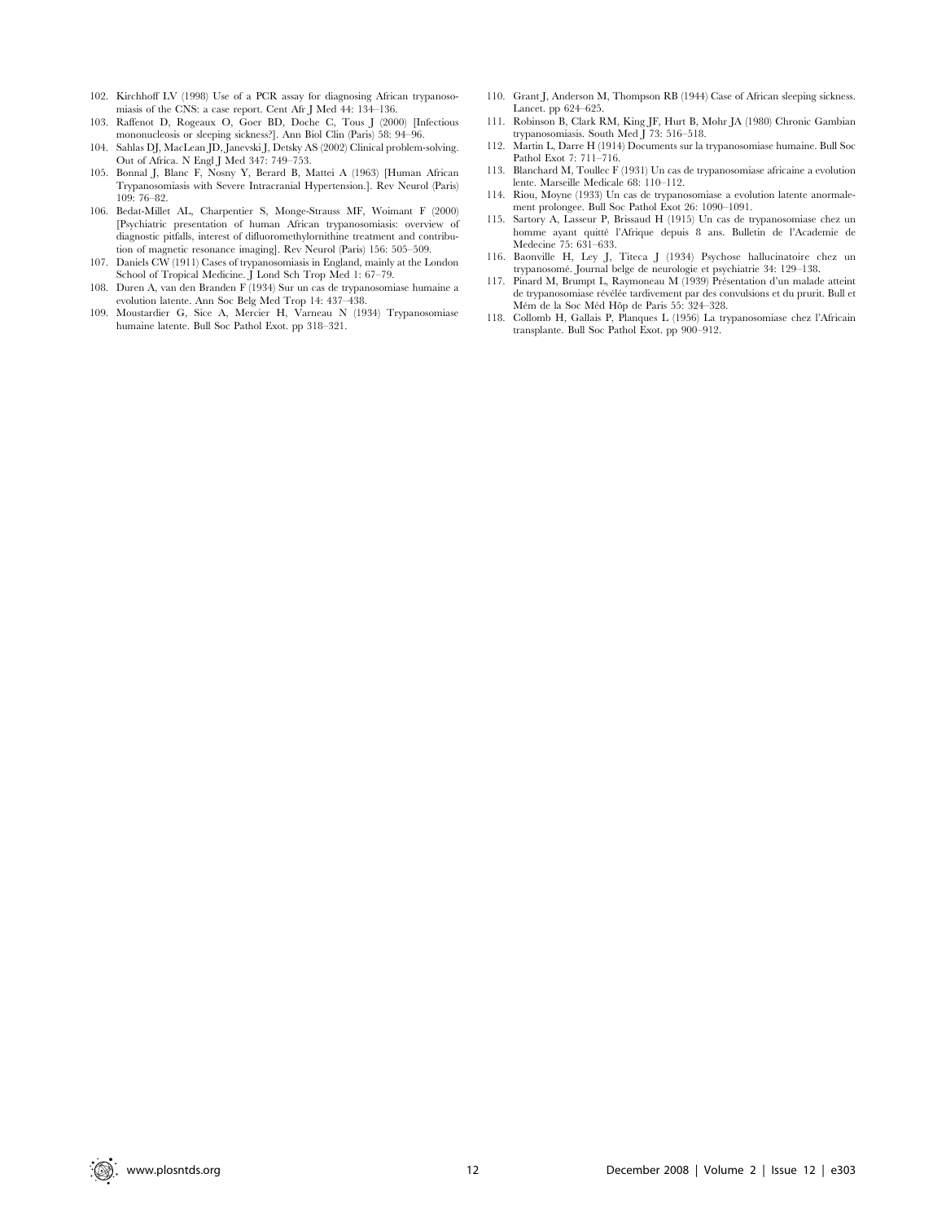102. Kirchhoff LV (1998) Use of a PCR assay for diagnosing African trypanosomiasis of the CNS: a case report. Cent Afr J Med 44: 134–136.
103. Raffenot D, Rogeaux O, Goer BD, Doche C, Tous J (2000) [Infectious mononucleosis or sleeping sickness?]. Ann Biol Clin (Paris) 58: 94–96.
104. Sahlas DJ, MacLean JD, Janevski J, Detsky AS (2002) Clinical problem-solving. Out of Africa. N Engl J Med 347: 749–753.
105. Bonnal J, Blanc F, Nosny Y, Berard B, Mattei A (1963) [Human African Trypanosomiasis with Severe Intracranial Hypertension.]. Rev Neurol (Paris) 109: 76–82.
106. Bedat-Millet AL, Charpentier S, Monge-Strauss MF, Woimant F (2000) [Psychiatric presentation of human African trypanosomiasis: overview of diagnostic pitfalls, interest of difluoromethylornithine treatment and contribution of magnetic resonance imaging]. Rev Neurol (Paris) 156: 505–509.
107. Daniels CW (1911) Cases of trypanosomiasis in England, mainly at the London School of Tropical Medicine. J Lond Sch Trop Med 1: 67–79.
108. Duren A, van den Branden F (1934) Sur un cas de trypanosomiase humaine a evolution latente. Ann Soc Belg Med Trop 14: 437–438.
109. Moustardier G, Sice A, Mercier H, Varneau N (1934) Trypanosomiase humaine latente. Bull Soc Pathol Exot. pp 318–321.
110. Grant J, Anderson M, Thompson RB (1944) Case of African sleeping sickness. Lancet. pp 624–625.
111. Robinson B, Clark RM, King JF, Hurt B, Mohr JA (1980) Chronic Gambian trypanosomiasis. South Med J 73: 516–518.
112. Martin L, Darre H (1914) Documents sur la trypanosomiase humaine. Bull Soc Pathol Exot 7: 711–716.
113. Blanchard M, Toullec F (1931) Un cas de trypanosomiase africaine a evolution lente. Marseille Medicale 68: 110–112.
114. Riou, Moyne (1933) Un cas de trypanosomiase a evolution latente anormalement prolongee. Bull Soc Pathol Exot 26: 1090–1091.
115. Sartory A, Lasseur P, Brissaud H (1915) Un cas de trypanosomiase chez un homme ayant quitté l'Afrique depuis 8 ans. Bulletin de l'Academie de Medecine 75: 631–633.
116. Baonville H, Ley J, Titeca J (1934) Psychose hallucinatoire chez un trypanosomé. Journal belge de neurologie et psychiatrie 34: 129–138.
117. Pinard M, Brumpt L, Raymoneau M (1939) Présentation d'un malade atteint de trypanosomiase révélée tardivement par des convulsions et du prurit. Bull et Mém de la Soc Méd Hôp de Paris 55: 324–328.
118. Collomb H, Gallais P, Planques L (1956) La trypanosomiase chez l'Africain transplante. Bull Soc Pathol Exot. pp 900–912.